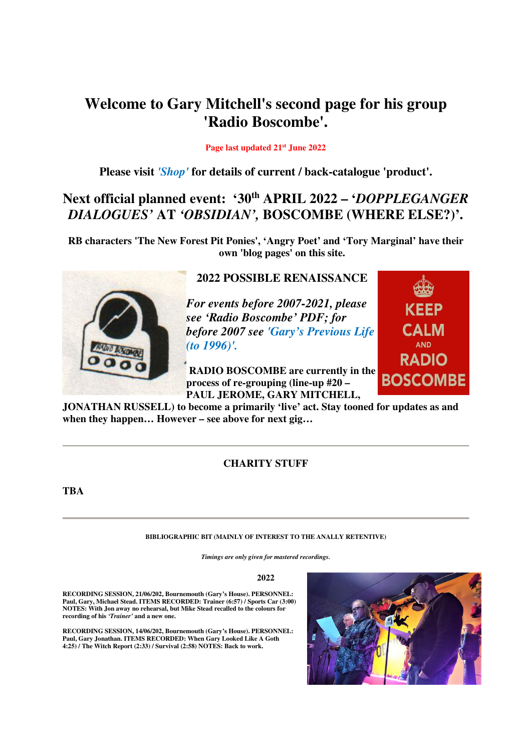# Welcome to Gary Mitchell's second page for his group 'Radio Boscombe'.

**Page last updated 21st June 2022**

**Please visit *'Shop'* for details of current / back-catalogue 'product'.**

## Next official planned event: '30th APRIL 2022 – '*DOPPLEGANGER DIALOGUES'* AT *'OBSIDIAN',* BOSCOMBE (WHERE ELSE?)'.

**RB characters 'The New Forest Pit Ponies', 'Angry Poet' and 'Tory Marginal' have their own 'blog pages' on this site.**

### 2022 POSSIBLE RENAISSANCE

***For events before 2007-2021, please see 'Radio Boscombe' PDF; for before 2007 see 'Gary's Previous Life (to 1996)'.***

**RADIO BOSCOMBE are currently in the process of re-grouping (line-up #20 – PAUL JEROME, GARY MITCHELL, JONATHAN RUSSELL) to become a primarily 'live' act. Stay tooned for updates as and when they happen… However – see above for next gig…**

---

### CHARITY STUFF

**TBA**

---

**BIBLIOGRAPHIC BIT (MAINLY OF INTEREST TO THE ANALLY RETENTIVE)**

***Timings are only given for mastered recordings.***

**2022**

**RECORDING SESSION, 21/06/202, Bournemouth (Gary's House). PERSONNEL: Paul, Gary, Michael Stead. ITEMS RECORDED: Trainer (6:57) / Sports Car (3:00) NOTES: With Jon away no rehearsal, but Mike Stead recalled to the colours for recording of his *'Trainer'* and a new one.**

**RECORDING SESSION, 14/06/202, Bournemouth (Gary's House). PERSONNEL: Paul, Gary Jonathan. ITEMS RECORDED: When Gary Looked Like A Goth 4:25) / The Witch Report (2:33) / Survival (2:58) NOTES: Back to work.**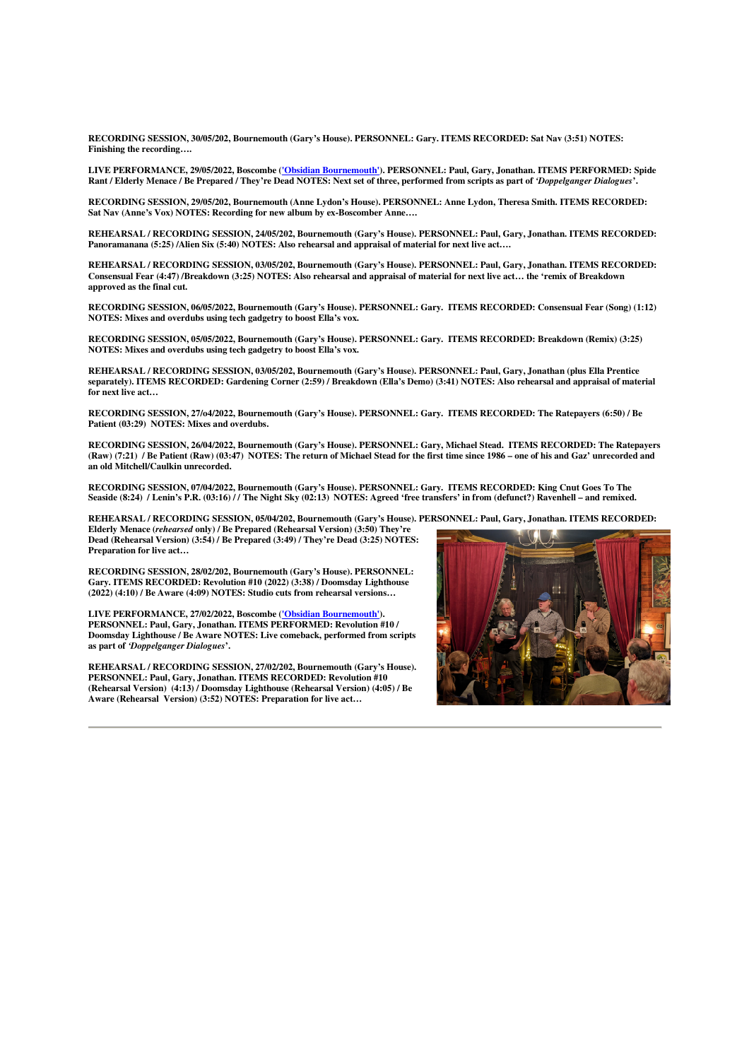**RECORDING SESSION, 30/05/202, Bournemouth (Gary's House). PERSONNEL: Gary. ITEMS RECORDED: Sat Nav (3:51) NOTES: Finishing the recording….**

**LIVE PERFORMANCE, 29/05/2022, Boscombe ('Obsidian Bournemouth'). PERSONNEL: Paul, Gary, Jonathan. ITEMS PERFORMED: Spide Rant / Elderly Menace / Be Prepared / They're Dead NOTES: Next set of three, performed from scripts as part of *'Doppelganger Dialogues'*.**

**RECORDING SESSION, 29/05/202, Bournemouth (Anne Lydon's House). PERSONNEL: Anne Lydon, Theresa Smith. ITEMS RECORDED: Sat Nav (Anne's Vox) NOTES: Recording for new album by ex-Boscomber Anne….**

**REHEARSAL / RECORDING SESSION, 24/05/202, Bournemouth (Gary's House). PERSONNEL: Paul, Gary, Jonathan. ITEMS RECORDED: Panoramanana (5:25) /Alien Six (5:40) NOTES: Also rehearsal and appraisal of material for next live act….**

**REHEARSAL / RECORDING SESSION, 03/05/202, Bournemouth (Gary's House). PERSONNEL: Paul, Gary, Jonathan. ITEMS RECORDED: Consensual Fear (4:47) /Breakdown (3:25) NOTES: Also rehearsal and appraisal of material for next live act… the 'remix of Breakdown approved as the final cut.**

**RECORDING SESSION, 06/05/2022, Bournemouth (Gary's House). PERSONNEL: Gary. ITEMS RECORDED: Consensual Fear (Song) (1:12) NOTES: Mixes and overdubs using tech gadgetry to boost Ella's vox.**

**RECORDING SESSION, 05/05/2022, Bournemouth (Gary's House). PERSONNEL: Gary. ITEMS RECORDED: Breakdown (Remix) (3:25) NOTES: Mixes and overdubs using tech gadgetry to boost Ella's vox.**

**REHEARSAL / RECORDING SESSION, 03/05/202, Bournemouth (Gary's House). PERSONNEL: Paul, Gary, Jonathan (plus Ella Prentice separately). ITEMS RECORDED: Gardening Corner (2:59) / Breakdown (Ella's Demo) (3:41) NOTES: Also rehearsal and appraisal of material for next live act…**

**RECORDING SESSION, 27/o4/2022, Bournemouth (Gary's House). PERSONNEL: Gary. ITEMS RECORDED: The Ratepayers (6:50) / Be Patient (03:29) NOTES: Mixes and overdubs.**

**RECORDING SESSION, 26/04/2022, Bournemouth (Gary's House). PERSONNEL: Gary, Michael Stead. ITEMS RECORDED: The Ratepayers (Raw) (7:21) / Be Patient (Raw) (03:47) NOTES: The return of Michael Stead for the first time since 1986 – one of his and Gaz' unrecorded and an old Mitchell/Caulkin unrecorded.**

**RECORDING SESSION, 07/04/2022, Bournemouth (Gary's House). PERSONNEL: Gary. ITEMS RECORDED: King Cnut Goes To The Seaside (8:24) / Lenin's P.R. (03:16) / / The Night Sky (02:13) NOTES: Agreed 'free transfers' in from (defunct?) Ravenhell – and remixed.**

**REHEARSAL / RECORDING SESSION, 05/04/202, Bournemouth (Gary's House). PERSONNEL: Paul, Gary, Jonathan. ITEMS RECORDED: Elderly Menace (*rehearsed* only) / Be Prepared (Rehearsal Version) (3:50) They're Dead (Rehearsal Version) (3:54) / Be Prepared (3:49) / They're Dead (3:25) NOTES: Preparation for live act…**

**RECORDING SESSION, 28/02/202, Bournemouth (Gary's House). PERSONNEL: Gary. ITEMS RECORDED: Revolution #10 (2022) (3:38) / Doomsday Lighthouse (2022) (4:10) / Be Aware (4:09) NOTES: Studio cuts from rehearsal versions…**

**LIVE PERFORMANCE, 27/02/2022, Boscombe ('Obsidian Bournemouth'). PERSONNEL: Paul, Gary, Jonathan. ITEMS PERFORMED: Revolution #10 / Doomsday Lighthouse / Be Aware NOTES: Live comeback, performed from scripts as part of *'Doppelganger Dialogues'*.**

**REHEARSAL / RECORDING SESSION, 27/02/2022, Bournemouth (Gary's House). PERSONNEL: Paul, Gary, Jonathan. ITEMS RECORDED: Revolution #10 (Rehearsal Version) (4:13) / Doomsday Lighthouse (Rehearsal Version) (4:05) / Be Aware (Rehearsal Version) (3:52) NOTES: Preparation for live act…**

---